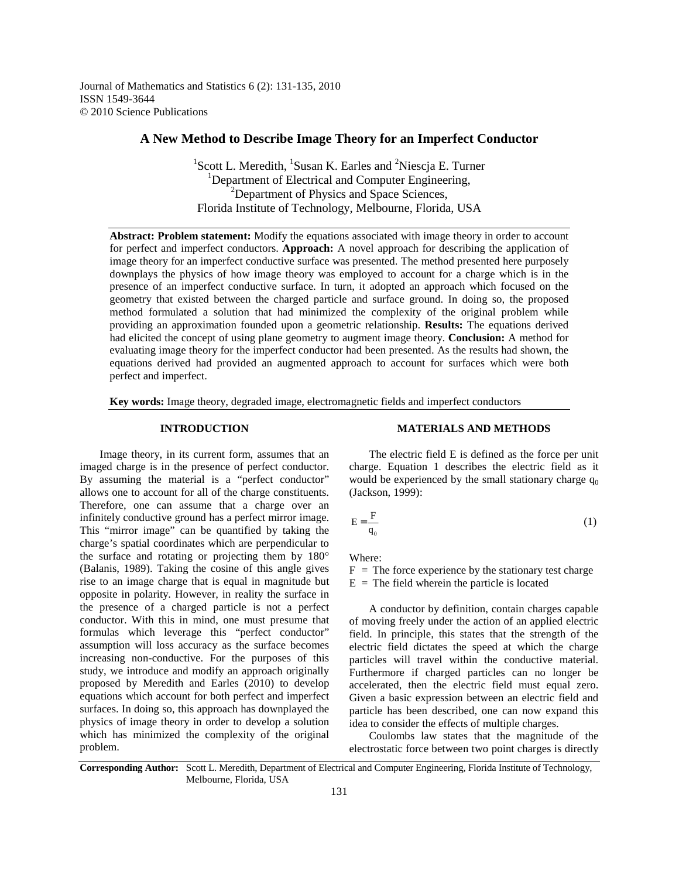# A New Method to Describe Image Theory for an Imperfect Conductor

[1]Scott L. Meredith, [1]Susan K. Earles and [2]Niescja E. Turner
[1]Department of Electrical and Computer Engineering,
[2]Department of Physics and Space Sciences,
Florida Institute of Technology, Melbourne, Florida, USA

**Abstract: Problem statement:** Modify the equations associated with image theory in order to account for perfect and imperfect conductors. **Approach:** A novel approach for describing the application of image theory for an imperfect conductive surface was presented. The method presented here purposely downplays the physics of how image theory was employed to account for a charge which is in the presence of an imperfect conductive surface. In turn, it adopted an approach which focused on the geometry that existed between the charged particle and surface ground. In doing so, the proposed method formulated a solution that had minimized the complexity of the original problem while providing an approximation founded upon a geometric relationship. **Results:** The equations derived had elicited the concept of using plane geometry to augment image theory. **Conclusion:** A method for evaluating image theory for the imperfect conductor had been presented. As the results had shown, the equations derived had provided an augmented approach to account for surfaces which were both perfect and imperfect.

**Key words:** Image theory, degraded image, electromagnetic fields and imperfect conductors

## INTRODUCTION

Image theory, in its current form, assumes that an imaged charge is in the presence of perfect conductor. By assuming the material is a "perfect conductor" allows one to account for all of the charge constituents. Therefore, one can assume that a charge over an infinitely conductive ground has a perfect mirror image. This "mirror image" can be quantified by taking the charge's spatial coordinates which are perpendicular to the surface and rotating or projecting them by 180° (Balanis, 1989). Taking the cosine of this angle gives rise to an image charge that is equal in magnitude but opposite in polarity. However, in reality the surface in the presence of a charged particle is not a perfect conductor. With this in mind, one must presume that formulas which leverage this "perfect conductor" assumption will loss accuracy as the surface becomes increasing non-conductive. For the purposes of this study, we introduce and modify an approach originally proposed by Meredith and Earles (2010) to develop equations which account for both perfect and imperfect surfaces. In doing so, this approach has downplayed the physics of image theory in order to develop a solution which has minimized the complexity of the original problem.

## MATERIALS AND METHODS

The electric field E is defined as the force per unit charge. Equation 1 describes the electric field as it would be experienced by the small stationary charge $q_0$ (Jackson, 1999):

$$E = \frac{F}{q_0} \tag{1}$$

Where:

F = The force experience by the stationary test charge
E = The field wherein the particle is located

A conductor by definition, contain charges capable of moving freely under the action of an applied electric field. In principle, this states that the strength of the electric field dictates the speed at which the charge particles will travel within the conductive material. Furthermore if charged particles can no longer be accelerated, then the electric field must equal zero. Given a basic expression between an electric field and particle has been described, one can now expand this idea to consider the effects of multiple charges.

Coulombs law states that the magnitude of the electrostatic force between two point charges is directly

**Corresponding Author:** Scott L. Meredith, Department of Electrical and Computer Engineering, Florida Institute of Technology, Melbourne, Florida, USA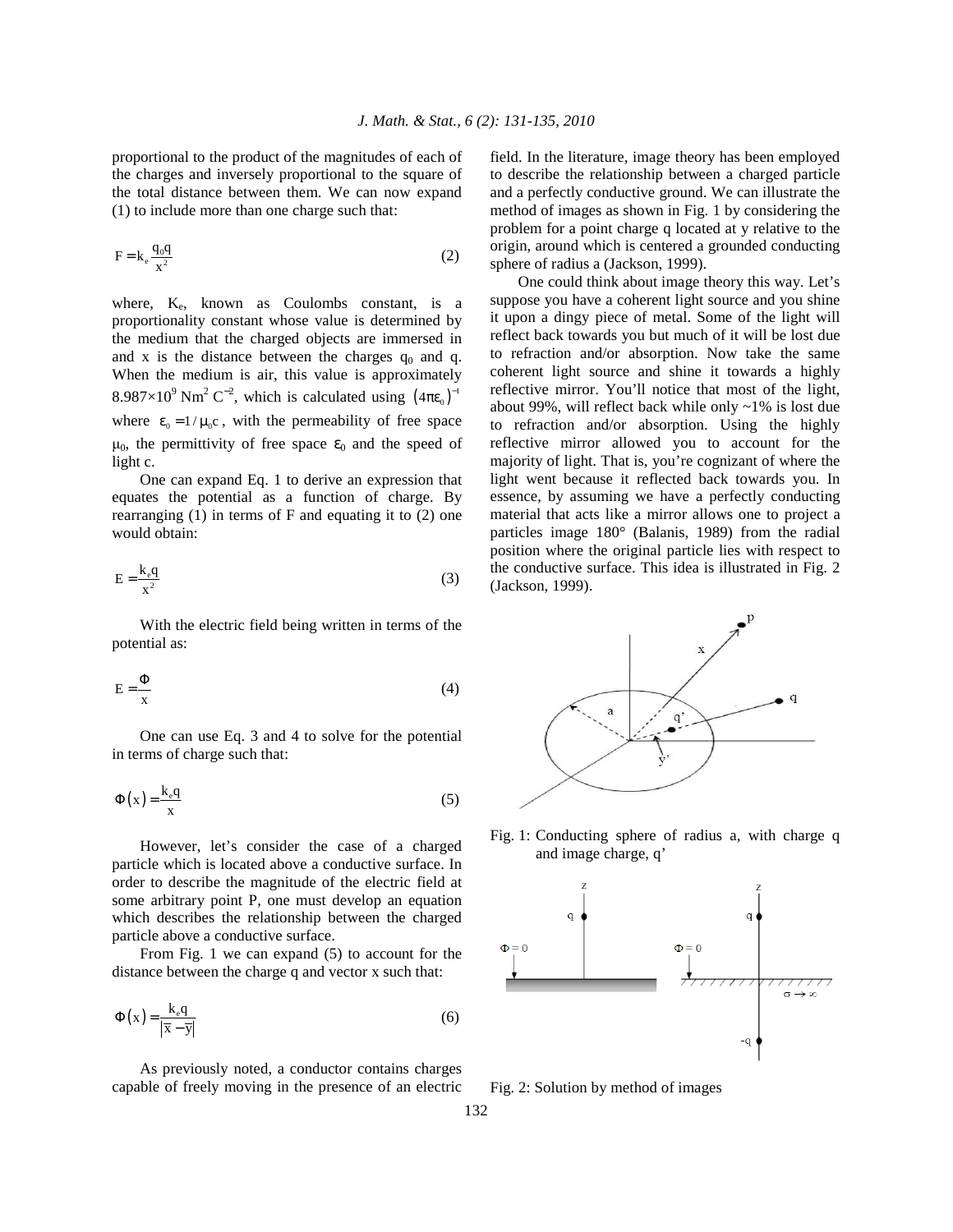proportional to the product of the magnitudes of each of the charges and inversely proportional to the square of the total distance between them. We can now expand (1) to include more than one charge such that:

$$F = k_e \frac{q_0 q}{x^2} \tag{2}$$

where, $K_e$, known as Coulombs constant, is a proportionality constant whose value is determined by the medium that the charged objects are immersed in and x is the distance between the charges $q_0$ and q. When the medium is air, this value is approximately $8.987\times10^9$ Nm$^2$ C$^{-2}$, which is calculated using $(4\pi\varepsilon_0)^{-1}$ where $\varepsilon_0 = 1/\mu_0 c$, with the permeability of free space $\mu_0$, the permittivity of free space $\varepsilon_0$ and the speed of light c.

One can expand Eq. 1 to derive an expression that equates the potential as a function of charge. By rearranging (1) in terms of F and equating it to (2) one would obtain:

$$E = \frac{k_e q}{x^2} \tag{3}$$

With the electric field being written in terms of the potential as:

$$E = \frac{\Phi}{x} \tag{4}$$

One can use Eq. 3 and 4 to solve for the potential in terms of charge such that:

$$\Phi(x) = \frac{k_e q}{x} \tag{5}$$

However, let's consider the case of a charged particle which is located above a conductive surface. In order to describe the magnitude of the electric field at some arbitrary point P, one must develop an equation which describes the relationship between the charged particle above a conductive surface.

From Fig. 1 we can expand (5) to account for the distance between the charge q and vector x such that:

$$\Phi(x) = \frac{k_e q}{|\bar{x} - \bar{y}|} \tag{6}$$

As previously noted, a conductor contains charges capable of freely moving in the presence of an electric field. In the literature, image theory has been employed to describe the relationship between a charged particle and a perfectly conductive ground. We can illustrate the method of images as shown in Fig. 1 by considering the problem for a point charge q located at y relative to the origin, around which is centered a grounded conducting sphere of radius a (Jackson, 1999).

One could think about image theory this way. Let's suppose you have a coherent light source and you shine it upon a dingy piece of metal. Some of the light will reflect back towards you but much of it will be lost due to refraction and/or absorption. Now take the same coherent light source and shine it towards a highly reflective mirror. You'll notice that most of the light, about 99%, will reflect back while only ~1% is lost due to refraction and/or absorption. Using the highly reflective mirror allowed you to account for the majority of light. That is, you're cognizant of where the light went because it reflected back towards you. In essence, by assuming we have a perfectly conducting material that acts like a mirror allows one to project a particles image 180° (Balanis, 1989) from the radial position where the original particle lies with respect to the conductive surface. This idea is illustrated in Fig. 2 (Jackson, 1999).

Fig. 1: Conducting sphere of radius a, with charge q and image charge, q'

Fig. 2: Solution by method of images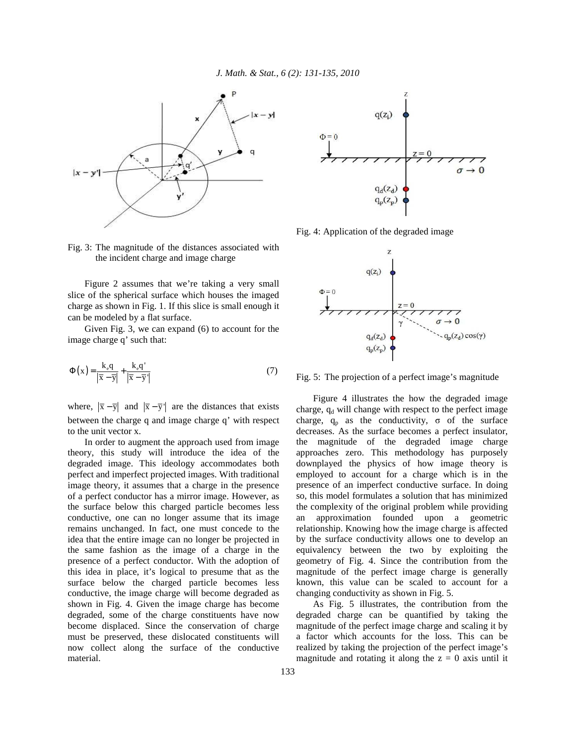Fig. 3: The magnitude of the distances associated with the incident charge and image charge

Figure 2 assumes that we're taking a very small slice of the spherical surface which houses the imaged charge as shown in Fig. 1. If this slice is small enough it can be modeled by a flat surface.

Given Fig. 3, we can expand (6) to account for the image charge q' such that:

$$\Phi(x) = \frac{k_e q}{|\bar{x} - \bar{y}|} + \frac{k_e q'}{|\bar{x} - \bar{y}'|} \tag{7}$$

where, $|\bar{x} - \bar{y}|$ and $|\bar{x} - \bar{y}'|$ are the distances that exists between the charge q and image charge q' with respect to the unit vector x.

In order to augment the approach used from image theory, this study will introduce the idea of the degraded image. This ideology accommodates both perfect and imperfect projected images. With traditional image theory, it assumes that a charge in the presence of a perfect conductor has a mirror image. However, as the surface below this charged particle becomes less conductive, one can no longer assume that its image remains unchanged. In fact, one must concede to the idea that the entire image can no longer be projected in the same fashion as the image of a charge in the presence of a perfect conductor. With the adoption of this idea in place, it's logical to presume that as the surface below the charged particle becomes less conductive, the image charge will become degraded as shown in Fig. 4. Given the image charge has become degraded, some of the charge constituents have now become displaced. Since the conservation of charge must be preserved, these dislocated constituents will now collect along the surface of the conductive material.

Fig. 4: Application of the degraded image

Fig. 5: The projection of a perfect image's magnitude

Figure 4 illustrates the how the degraded image charge, $q_d$ will change with respect to the perfect image charge, $q_p$ as the conductivity, σ of the surface decreases. As the surface becomes a perfect insulator, the magnitude of the degraded image charge approaches zero. This methodology has purposely downplayed the physics of how image theory is employed to account for a charge which is in the presence of an imperfect conductive surface. In doing so, this model formulates a solution that has minimized the complexity of the original problem while providing an approximation founded upon a geometric relationship. Knowing how the image charge is affected by the surface conductivity allows one to develop an equivalency between the two by exploiting the geometry of Fig. 4. Since the contribution from the magnitude of the perfect image charge is generally known, this value can be scaled to account for a changing conductivity as shown in Fig. 5.

As Fig. 5 illustrates, the contribution from the degraded charge can be quantified by taking the magnitude of the perfect image charge and scaling it by a factor which accounts for the loss. This can be realized by taking the projection of the perfect image's magnitude and rotating it along the z = 0 axis until it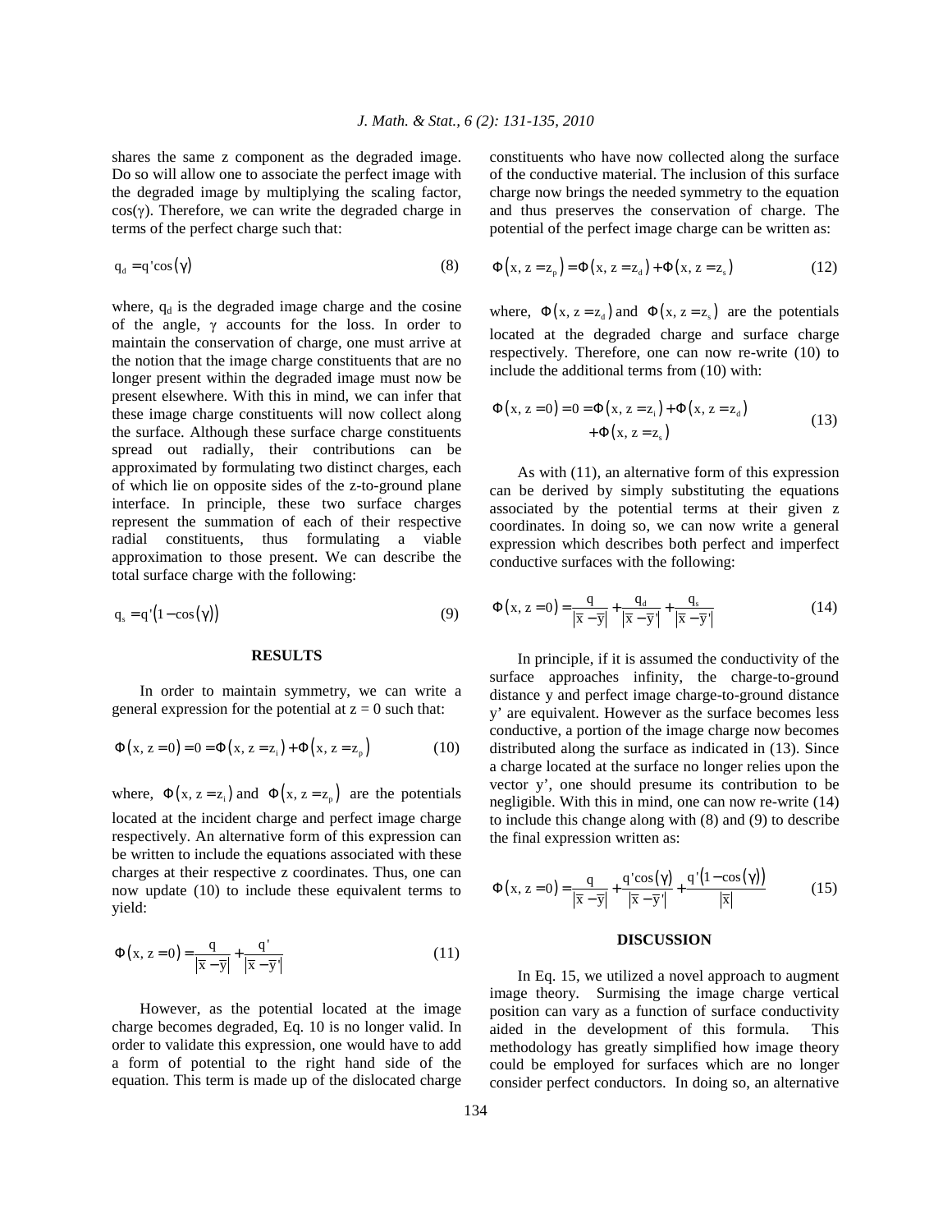shares the same z component as the degraded image. Do so will allow one to associate the perfect image with the degraded image by multiplying the scaling factor, $\cos(\gamma)$. Therefore, we can write the degraded charge in terms of the perfect charge such that:

$$q_d = q'\cos(\gamma) \tag{8}$$

where, $q_d$ is the degraded image charge and the cosine of the angle, $\gamma$ accounts for the loss. In order to maintain the conservation of charge, one must arrive at the notion that the image charge constituents that are no longer present within the degraded image must now be present elsewhere. With this in mind, we can infer that these image charge constituents will now collect along the surface. Although these surface charge constituents spread out radially, their contributions can be approximated by formulating two distinct charges, each of which lie on opposite sides of the z-to-ground plane interface. In principle, these two surface charges represent the summation of each of their respective radial constituents, thus formulating a viable approximation to those present. We can describe the total surface charge with the following:

$$q_s = q'(1-\cos(\gamma)) \tag{9}$$

## RESULTS

In order to maintain symmetry, we can write a general expression for the potential at $z = 0$ such that:

$$\Phi(x, z=0) = 0 = \Phi(x, z=z_i) + \Phi(x, z=z_p) \tag{10}$$

where, $\Phi(x, z=z_i)$ and $\Phi(x, z=z_p)$ are the potentials located at the incident charge and perfect image charge respectively. An alternative form of this expression can be written to include the equations associated with these charges at their respective z coordinates. Thus, one can now update (10) to include these equivalent terms to yield:

$$\Phi(x, z=0) = \frac{q}{|\bar{x}-\bar{y}|} + \frac{q'}{|\bar{x}-\bar{y}'|} \tag{11}$$

However, as the potential located at the image charge becomes degraded, Eq. 10 is no longer valid. In order to validate this expression, one would have to add a form of potential to the right hand side of the equation. This term is made up of the dislocated charge constituents who have now collected along the surface of the conductive material. The inclusion of this surface charge now brings the needed symmetry to the equation and thus preserves the conservation of charge. The potential of the perfect image charge can be written as:

$$\Phi(x, z=z_p) = \Phi(x, z=z_d) + \Phi(x, z=z_s) \tag{12}$$

where, $\Phi(x, z=z_d)$ and $\Phi(x, z=z_s)$ are the potentials located at the degraded charge and surface charge respectively. Therefore, one can now re-write (10) to include the additional terms from (10) with:

$$\Phi(x, z=0) = 0 = \Phi(x, z=z_i) + \Phi(x, z=z_d) + \Phi(x, z=z_s) \tag{13}$$

As with (11), an alternative form of this expression can be derived by simply substituting the equations associated by the potential terms at their given z coordinates. In doing so, we can now write a general expression which describes both perfect and imperfect conductive surfaces with the following:

$$\Phi(x, z=0) = \frac{q}{|\bar{x}-\bar{y}|} + \frac{q_d}{|\bar{x}-\bar{y}'|} + \frac{q_s}{|\bar{x}-\bar{y}'|} \tag{14}$$

In principle, if it is assumed the conductivity of the surface approaches infinity, the charge-to-ground distance y and perfect image charge-to-ground distance y' are equivalent. However as the surface becomes less conductive, a portion of the image charge now becomes distributed along the surface as indicated in (13). Since a charge located at the surface no longer relies upon the vector y', one should presume its contribution to be negligible. With this in mind, one can now re-write (14) to include this change along with (8) and (9) to describe the final expression written as:

$$\Phi(x, z=0) = \frac{q}{|\bar{x}-\bar{y}|} + \frac{q'\cos(\gamma)}{|\bar{x}-\bar{y}'|} + \frac{q'(1-\cos(\gamma))}{|\bar{x}|} \tag{15}$$

## DISCUSSION

In Eq. 15, we utilized a novel approach to augment image theory. Surmising the image charge vertical position can vary as a function of surface conductivity aided in the development of this formula. This methodology has greatly simplified how image theory could be employed for surfaces which are no longer consider perfect conductors. In doing so, an alternative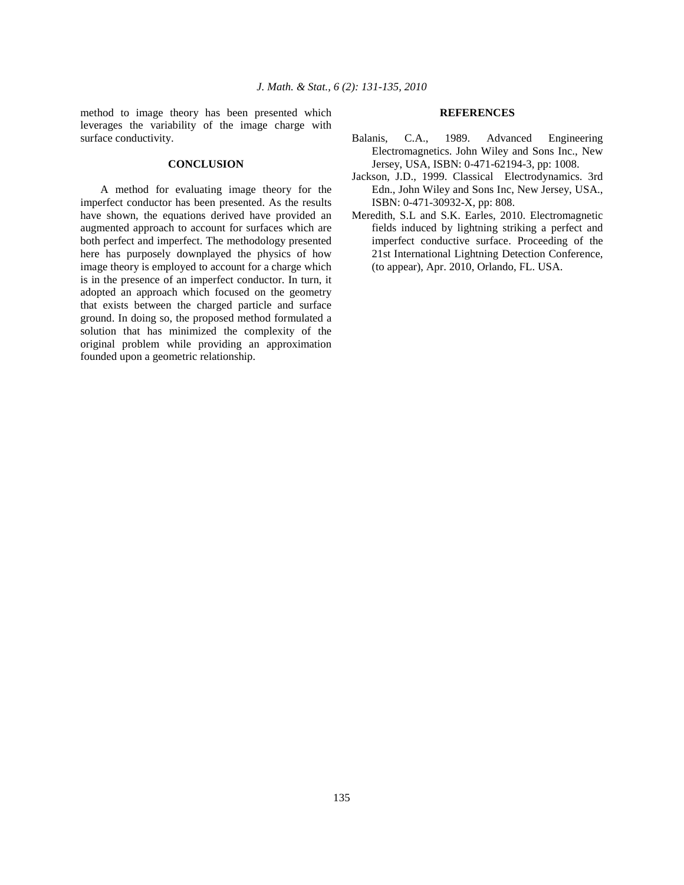method to image theory has been presented which leverages the variability of the image charge with surface conductivity.

## CONCLUSION

A method for evaluating image theory for the imperfect conductor has been presented. As the results have shown, the equations derived have provided an augmented approach to account for surfaces which are both perfect and imperfect. The methodology presented here has purposely downplayed the physics of how image theory is employed to account for a charge which is in the presence of an imperfect conductor. In turn, it adopted an approach which focused on the geometry that exists between the charged particle and surface ground. In doing so, the proposed method formulated a solution that has minimized the complexity of the original problem while providing an approximation founded upon a geometric relationship.

## REFERENCES

Balanis, C.A., 1989. Advanced Engineering Electromagnetics. John Wiley and Sons Inc., New Jersey, USA, ISBN: 0-471-62194-3, pp: 1008.

Jackson, J.D., 1999. Classical Electrodynamics. 3rd Edn., John Wiley and Sons Inc, New Jersey, USA., ISBN: 0-471-30932-X, pp: 808.

Meredith, S.L and S.K. Earles, 2010. Electromagnetic fields induced by lightning striking a perfect and imperfect conductive surface. Proceeding of the 21st International Lightning Detection Conference, (to appear), Apr. 2010, Orlando, FL. USA.